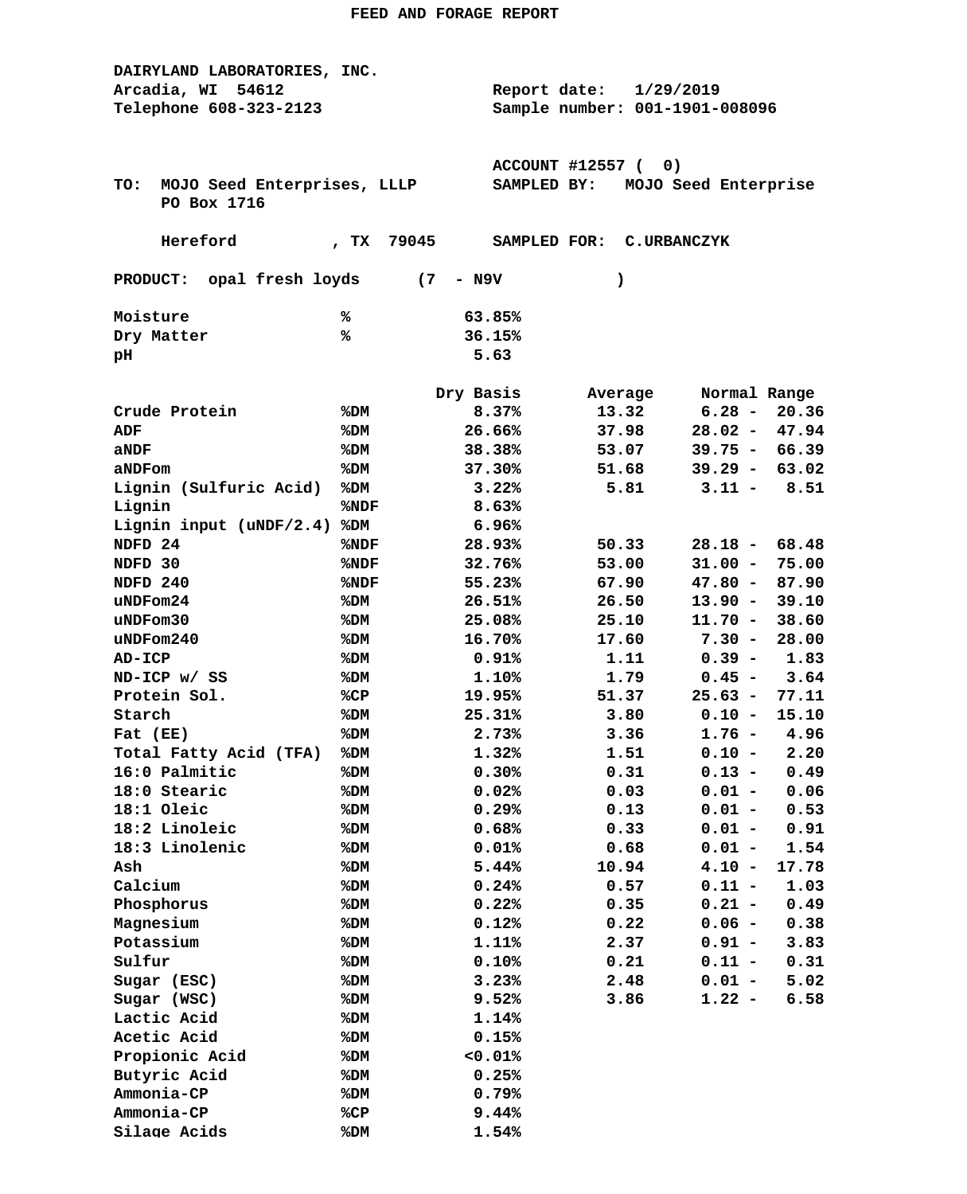# FEED AND FORAGE REPORT

**DAIRYLAND LABORATORIES, INC.**
Arcadia, WI 54612
Telephone 608-323-2123

Report date: 1/29/2019
Sample number: 001-1901-008096

ACCOUNT #12557 ( 0)

TO: MOJO Seed Enterprises, LLLP
PO Box 1716

Hereford , TX 79045

SAMPLED BY: MOJO Seed Enterprise

SAMPLED FOR: C.URBANCZYK

PRODUCT: opal fresh loyds (7 - N9V )

| | | |
|---|---|---|
| Moisture | % | 63.85% |
| Dry Matter | % | 36.15% |
| pH | | 5.63 |

| | | Dry Basis | Average | Normal Range |
|---|---|---|---|---|
| Crude Protein | %DM | 8.37% | 13.32 | 6.28 - 20.36 |
| ADF | %DM | 26.66% | 37.98 | 28.02 - 47.94 |
| aNDF | %DM | 38.38% | 53.07 | 39.75 - 66.39 |
| aNDFom | %DM | 37.30% | 51.68 | 39.29 - 63.02 |
| Lignin (Sulfuric Acid) | %DM | 3.22% | 5.81 | 3.11 - 8.51 |
| Lignin | %NDF | 8.63% | | |
| Lignin input (uNDF/2.4) | %DM | 6.96% | | |
| NDFD 24 | %NDF | 28.93% | 50.33 | 28.18 - 68.48 |
| NDFD 30 | %NDF | 32.76% | 53.00 | 31.00 - 75.00 |
| NDFD 240 | %NDF | 55.23% | 67.90 | 47.80 - 87.90 |
| uNDFom24 | %DM | 26.51% | 26.50 | 13.90 - 39.10 |
| uNDFom30 | %DM | 25.08% | 25.10 | 11.70 - 38.60 |
| uNDFom240 | %DM | 16.70% | 17.60 | 7.30 - 28.00 |
| AD-ICP | %DM | 0.91% | 1.11 | 0.39 - 1.83 |
| ND-ICP w/ SS | %DM | 1.10% | 1.79 | 0.45 - 3.64 |
| Protein Sol. | %CP | 19.95% | 51.37 | 25.63 - 77.11 |
| Starch | %DM | 25.31% | 3.80 | 0.10 - 15.10 |
| Fat (EE) | %DM | 2.73% | 3.36 | 1.76 - 4.96 |
| Total Fatty Acid (TFA) | %DM | 1.32% | 1.51 | 0.10 - 2.20 |
| 16:0 Palmitic | %DM | 0.30% | 0.31 | 0.13 - 0.49 |
| 18:0 Stearic | %DM | 0.02% | 0.03 | 0.01 - 0.06 |
| 18:1 Oleic | %DM | 0.29% | 0.13 | 0.01 - 0.53 |
| 18:2 Linoleic | %DM | 0.68% | 0.33 | 0.01 - 0.91 |
| 18:3 Linolenic | %DM | 0.01% | 0.68 | 0.01 - 1.54 |
| Ash | %DM | 5.44% | 10.94 | 4.10 - 17.78 |
| Calcium | %DM | 0.24% | 0.57 | 0.11 - 1.03 |
| Phosphorus | %DM | 0.22% | 0.35 | 0.21 - 0.49 |
| Magnesium | %DM | 0.12% | 0.22 | 0.06 - 0.38 |
| Potassium | %DM | 1.11% | 2.37 | 0.91 - 3.83 |
| Sulfur | %DM | 0.10% | 0.21 | 0.11 - 0.31 |
| Sugar (ESC) | %DM | 3.23% | 2.48 | 0.01 - 5.02 |
| Sugar (WSC) | %DM | 9.52% | 3.86 | 1.22 - 6.58 |
| Lactic Acid | %DM | 1.14% | | |
| Acetic Acid | %DM | 0.15% | | |
| Propionic Acid | %DM | <0.01% | | |
| Butyric Acid | %DM | 0.25% | | |
| Ammonia-CP | %DM | 0.79% | | |
| Ammonia-CP | %CP | 9.44% | | |
| Silage Acids | %DM | 1.54% | | |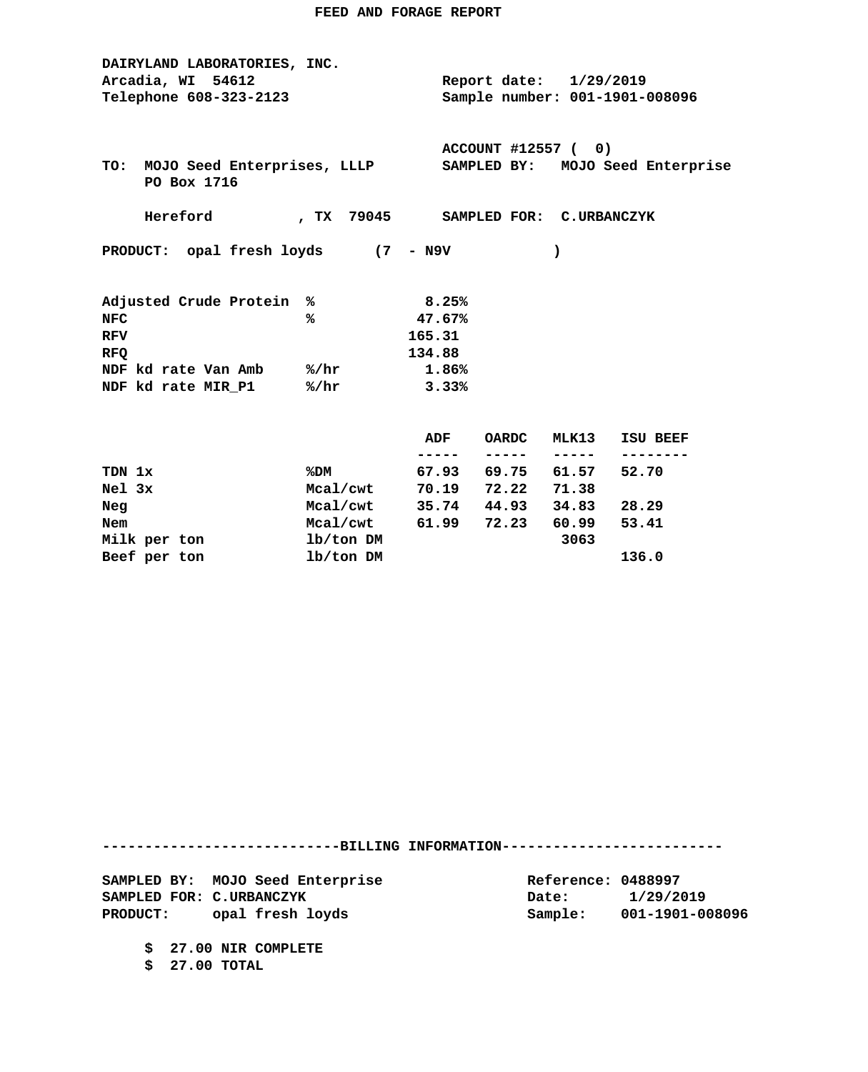# FEED AND FORAGE REPORT

**DAIRYLAND LABORATORIES, INC.**
Arcadia, WI 54612
Telephone 608-323-2123

Report date: 1/29/2019
Sample number: 001-1901-008096

ACCOUNT #12557 ( 0)

TO: MOJO Seed Enterprises, LLLP
PO Box 1716
Hereford , TX 79045

SAMPLED BY: MOJO Seed Enterprise
SAMPLED FOR: C.URBANCZYK

PRODUCT: opal fresh loyds (7 - N9V )

| | | |
|---|---|---|
| Adjusted Crude Protein | % | 8.25% |
| NFC | % | 47.67% |
| RFV | | 165.31 |
| RFQ | | 134.88 |
| NDF kd rate Van Amb | %/hr | 1.86% |
| NDF kd rate MIR_P1 | %/hr | 3.33% |

| | | ADF | OARDC | MLK13 | ISU BEEF |
|---|---|---|---|---|---|
| TDN 1x | %DM | 67.93 | 69.75 | 61.57 | 52.70 |
| Nel 3x | Mcal/cwt | 70.19 | 72.22 | 71.38 | |
| Neg | Mcal/cwt | 35.74 | 44.93 | 34.83 | 28.29 |
| Nem | Mcal/cwt | 61.99 | 72.23 | 60.99 | 53.41 |
| Milk per ton | lb/ton DM | | | 3063 | |
| Beef per ton | lb/ton DM | | | | 136.0 |

## BILLING INFORMATION

SAMPLED BY: MOJO Seed Enterprise
SAMPLED FOR: C.URBANCZYK
PRODUCT: opal fresh loyds

Reference: 0488997
Date: 1/29/2019
Sample: 001-1901-008096

$ 27.00 NIR COMPLETE
$ 27.00 TOTAL